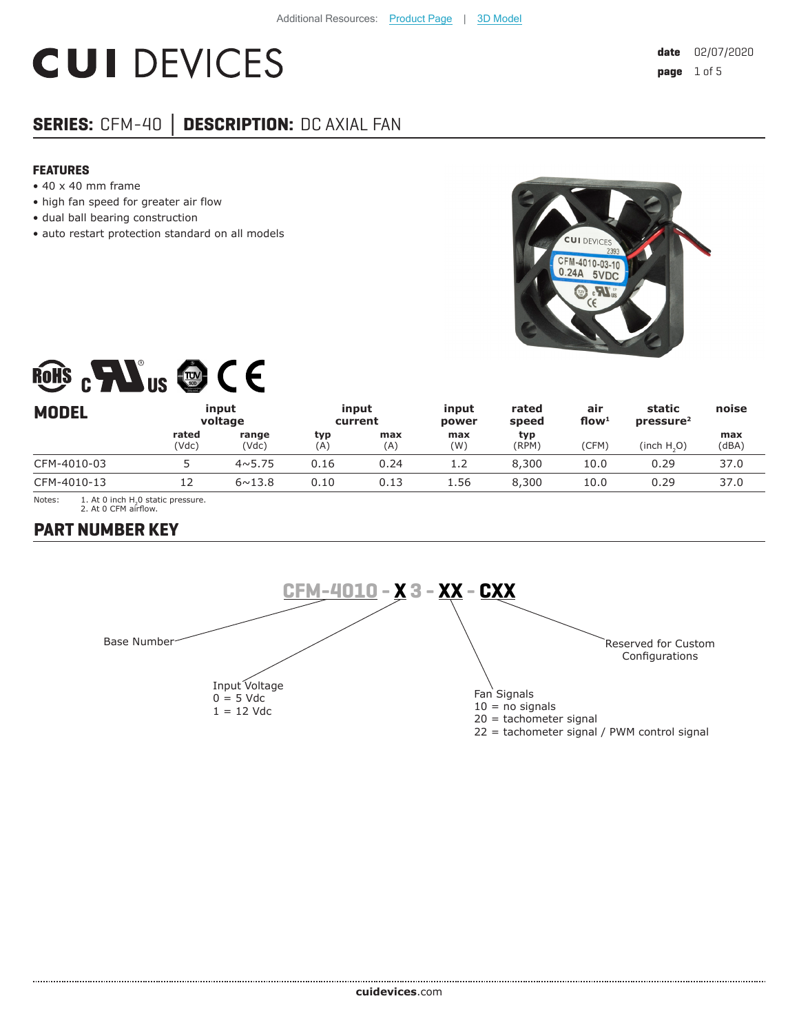Additional Resources: Product Page | 3D Model

# CUI DEVICES

date 02/07/2020

## SERIES: CFM-40 | DESCRIPTION: DC AXIAL FAN

### FEATURES

- 40 x 40 mm frame
- high fan speed for greater air flow
- dual ball bearing construction
- auto restart protection standard on all models

| MODEL | input voltage | | input current | | input power | rated speed | air flow[1] | static pressure[2] | noise |
|---|---|---|---|---|---|---|---|---|---|
| | rated (Vdc) | range (Vdc) | typ (A) | max (A) | max (W) | typ (RPM) | (CFM) | (inch $H_2O$) | max (dBA) |
| CFM-4010-03 | 5 | 4~5.75 | 0.16 | 0.24 | 1.2 | 8,300 | 10.0 | 0.29 | 37.0 |
| CFM-4010-13 | 12 | 6~13.8 | 0.10 | 0.13 | 1.56 | 8,300 | 10.0 | 0.29 | 37.0 |

Notes: 1. At 0 inch $H_20$ static pressure.
2. At 0 CFM airflow.

## PART NUMBER KEY

CFM-4010 - X 3 - XX - CXX

Base Number

Input Voltage
0 = 5 Vdc
1 = 12 Vdc

Fan Signals
10 = no signals
20 = tachometer signal
22 = tachometer signal / PWM control signal

Reserved for Custom Configurations

cuidevices.com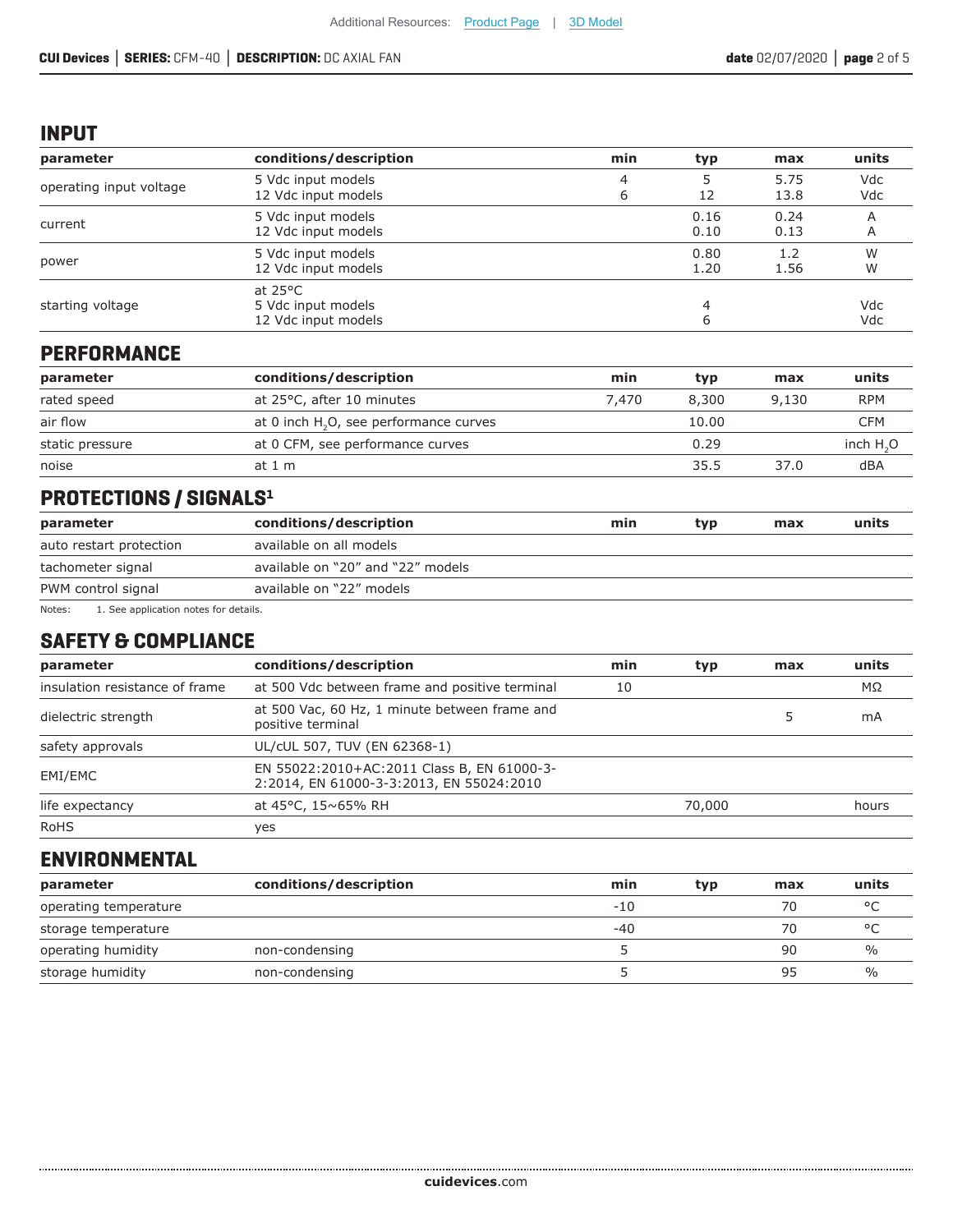## INPUT

| parameter | conditions/description | min | typ | max | units |
|---|---|---|---|---|---|
| operating input voltage | 5 Vdc input models<br>12 Vdc input models | 4<br>6 | 5<br>12 | 5.75<br>13.8 | Vdc<br>Vdc |
| current | 5 Vdc input models<br>12 Vdc input models | | 0.16<br>0.10 | 0.24<br>0.13 | A<br>A |
| power | 5 Vdc input models<br>12 Vdc input models | | 0.80<br>1.20 | 1.2<br>1.56 | W<br>W |
| starting voltage | at 25°C<br>5 Vdc input models<br>12 Vdc input models | | <br>4<br>6 | | <br>Vdc<br>Vdc |

## PERFORMANCE

| parameter | conditions/description | min | typ | max | units |
|---|---|---|---|---|---|
| rated speed | at 25°C, after 10 minutes | 7,470 | 8,300 | 9,130 | RPM |
| air flow | at 0 inch $H_2O$, see performance curves | | 10.00 | | CFM |
| static pressure | at 0 CFM, see performance curves | | 0.29 | | inch $H_2O$ |
| noise | at 1 m | | 35.5 | 37.0 | dBA |

## PROTECTIONS / SIGNALS[1]

| parameter | conditions/description | min | typ | max | units |
|---|---|---|---|---|---|
| auto restart protection | available on all models | | | | |
| tachometer signal | available on “20” and “22” models | | | | |
| PWM control signal | available on “22” models | | | | |

Notes: 1. See application notes for details.

## SAFETY & COMPLIANCE

| parameter | conditions/description | min | typ | max | units |
|---|---|---|---|---|---|
| insulation resistance of frame | at 500 Vdc between frame and positive terminal | 10 | | | MΩ |
| dielectric strength | at 500 Vac, 60 Hz, 1 minute between frame and positive terminal | | | 5 | mA |
| safety approvals | UL/cUL 507, TUV (EN 62368-1) | | | | |
| EMI/EMC | EN 55022:2010+AC:2011 Class B, EN 61000-3-2:2014, EN 61000-3-3:2013, EN 55024:2010 | | | | |
| life expectancy | at 45°C, 15~65% RH | | 70,000 | | hours |
| RoHS | yes | | | | |

## ENVIRONMENTAL

| parameter | conditions/description | min | typ | max | units |
|---|---|---|---|---|---|
| operating temperature | | -10 | | 70 | °C |
| storage temperature | | -40 | | 70 | °C |
| operating humidity | non-condensing | 5 | | 90 | % |
| storage humidity | non-condensing | 5 | | 95 | % |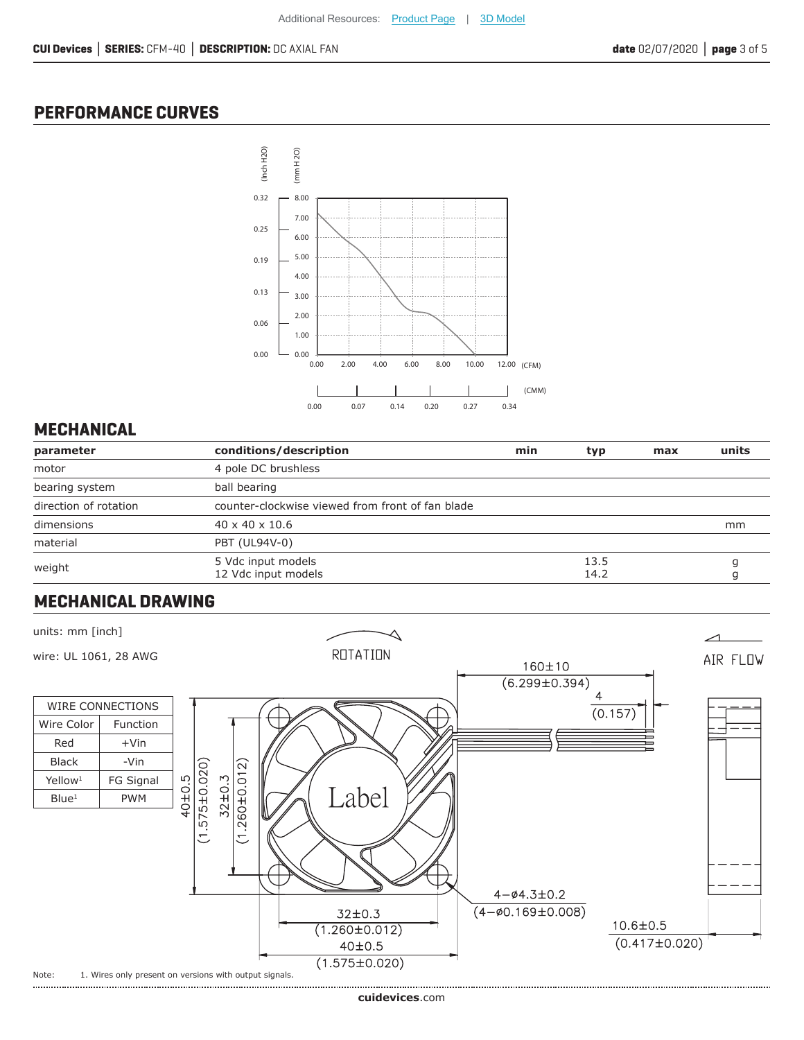## PERFORMANCE CURVES

## MECHANICAL

| parameter | conditions/description | min | typ | max | units |
|---|---|---|---|---|---|
| motor | 4 pole DC brushless | | | | |
| bearing system | ball bearing | | | | |
| direction of rotation | counter-clockwise viewed from front of fan blade | | | | |
| dimensions | 40 x 40 x 10.6 | | | | mm |
| material | PBT (UL94V-0) | | | | |
| weight | 5 Vdc input models<br>12 Vdc input models | | 13.5<br>14.2 | | g<br>g |

## MECHANICAL DRAWING

units: mm [inch]

wire: UL 1061, 28 AWG

| WIRE CONNECTIONS | |
|---|---|
| Wire Color | Function |
| Red | +Vin |
| Black | -Vin |
| Yellow[1] | FG Signal |
| Blue[1] | PWM |

Note: 1. Wires only present on versions with output signals.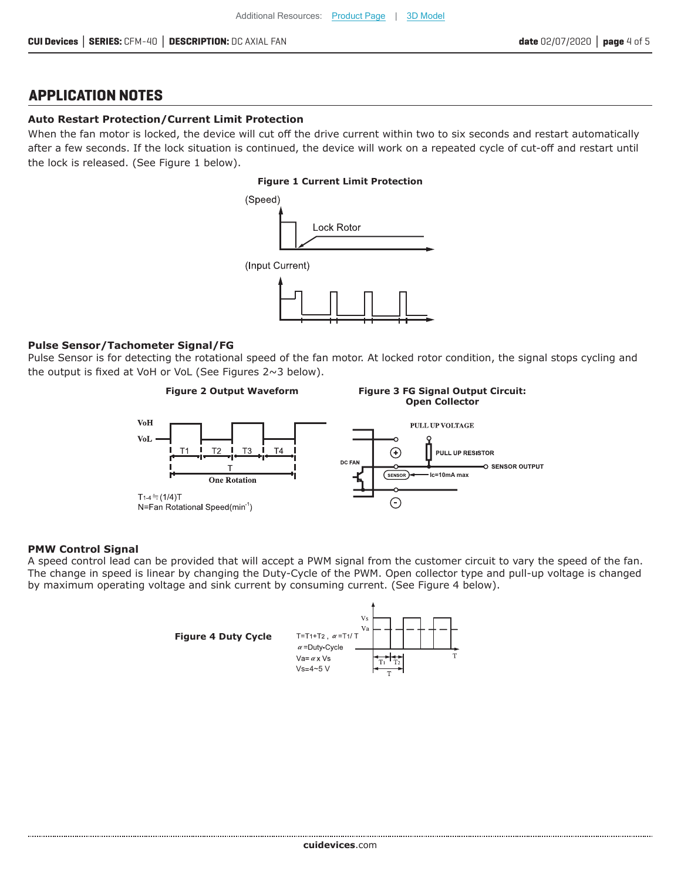## APPLICATION NOTES

### Auto Restart Protection/Current Limit Protection

When the fan motor is locked, the device will cut off the drive current within two to six seconds and restart automatically after a few seconds. If the lock situation is continued, the device will work on a repeated cycle of cut-off and restart until the lock is released. (See Figure 1 below).

**Figure 1 Current Limit Protection**

(Speed)

Lock Rotor

(Input Current)

### Pulse Sensor/Tachometer Signal/FG

Pulse Sensor is for detecting the rotational speed of the fan motor. At locked rotor condition, the signal stops cycling and the output is fixed at VoH or VoL (See Figures 2~3 below).

**Figure 2 Output Waveform**

VoH

VoL

T1 T2 T3 T4

T

One Rotation

$T_{1\text{-}4} \fallingdotseq (1/4)T$

N=Fan Rotational Speed($min^{-1}$)

**Figure 3 FG Signal Output Circuit: Open Collector**

PULL UP VOLTAGE

PULL UP RESISTOR

DC FAN

SENSOR

SENSOR OUTPUT

Ic=10mA max

### PMW Control Signal

A speed control lead can be provided that will accept a PWM signal from the customer circuit to vary the speed of the fan. The change in speed is linear by changing the Duty-Cycle of the PWM. Open collector type and pull-up voltage is changed by maximum operating voltage and sink current by consuming current. (See Figure 4 below).

**Figure 4 Duty Cycle**

$T=T_1+T_2$ , $\alpha=T_1/T$

$\alpha$=Duty-Cycle

$Va=\alpha \times Vs$

Vs=4~5 V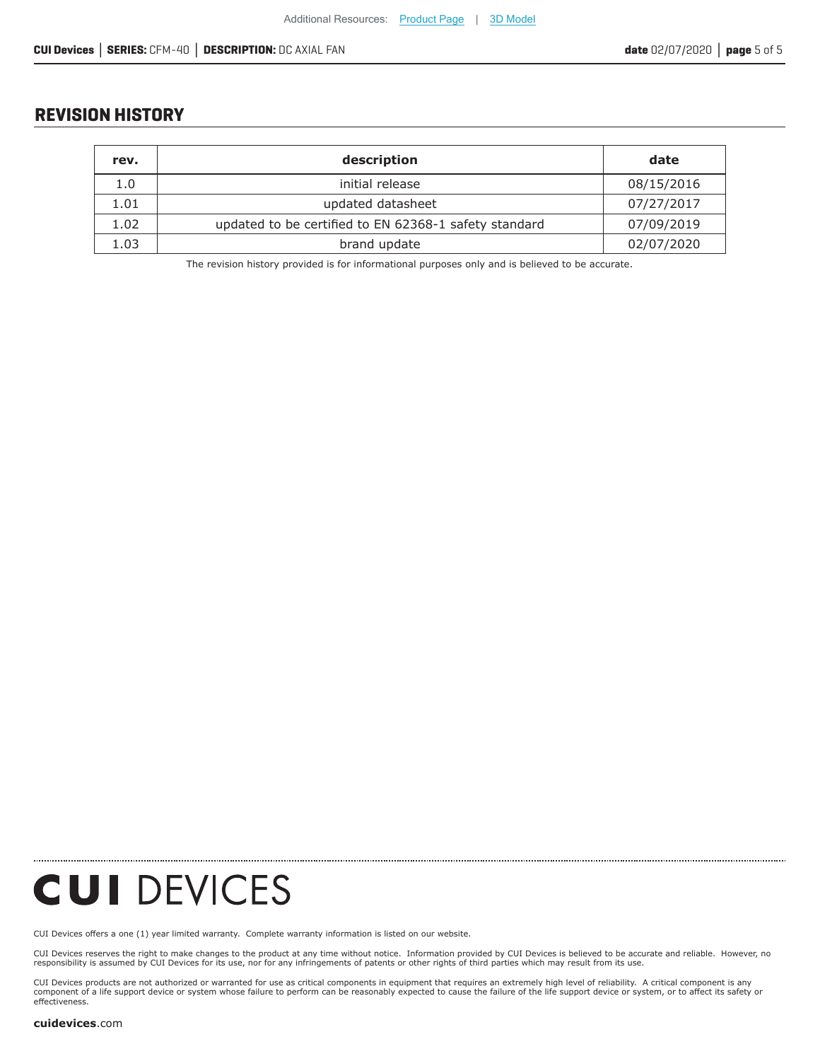## REVISION HISTORY

| rev. | description | date |
|---|---|---|
| 1.0 | initial release | 08/15/2016 |
| 1.01 | updated datasheet | 07/27/2017 |
| 1.02 | updated to be certified to EN 62368-1 safety standard | 07/09/2019 |
| 1.03 | brand update | 02/07/2020 |

The revision history provided is for informational purposes only and is believed to be accurate.

**CUI DEVICES**

CUI Devices offers a one (1) year limited warranty. Complete warranty information is listed on our website.

CUI Devices reserves the right to make changes to the product at any time without notice. Information provided by CUI Devices is believed to be accurate and reliable. However, no responsibility is assumed by CUI Devices for its use, nor for any infringements of patents or other rights of third parties which may result from its use.

CUI Devices products are not authorized or warranted for use as critical components in equipment that requires an extremely high level of reliability. A critical component is any component of a life support device or system whose failure to perform can be reasonably expected to cause the failure of the life support device or system, or to affect its safety or effectiveness.

**cuidevices**.com